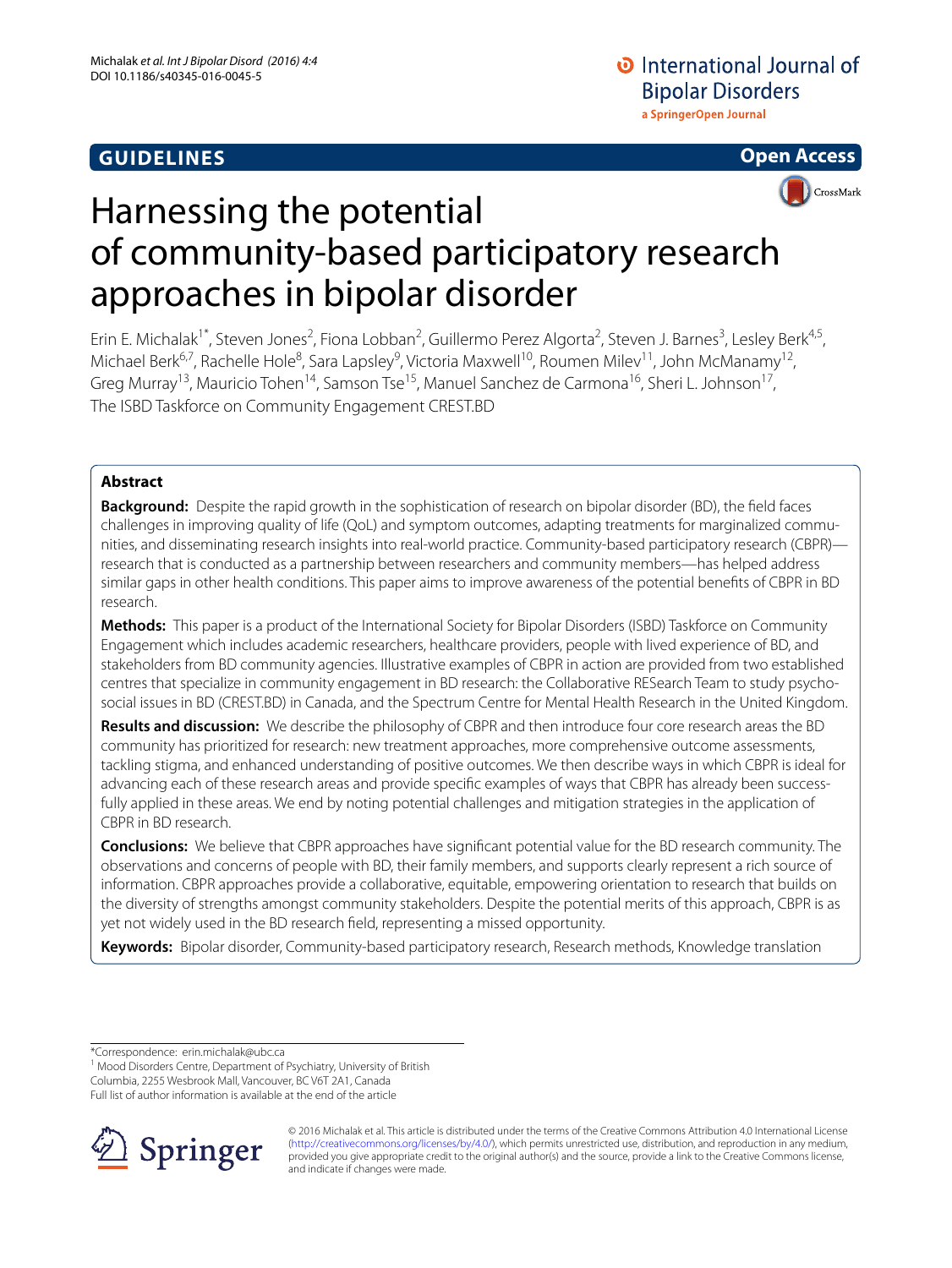**GUIDELINES** **Open Access**

# Harnessing the potential of community-based participatory research approaches in bipolar disorder

Erin E. Michalak[1*], Steven Jones[2], Fiona Lobban[2], Guillermo Perez Algorta[2], Steven J. Barnes[3], Lesley Berk[4,5], Michael Berk[6,7], Rachelle Hole[8], Sara Lapsley[9], Victoria Maxwell[10], Roumen Milev[11], John McManamy[12], Greg Murray[13], Mauricio Tohen[14], Samson Tse[15], Manuel Sanchez de Carmona[16], Sheri L. Johnson[17], The ISBD Taskforce on Community Engagement CREST.BD

## Abstract

**Background:** Despite the rapid growth in the sophistication of research on bipolar disorder (BD), the field faces challenges in improving quality of life (QoL) and symptom outcomes, adapting treatments for marginalized communities, and disseminating research insights into real-world practice. Community-based participatory research (CBPR)—research that is conducted as a partnership between researchers and community members—has helped address similar gaps in other health conditions. This paper aims to improve awareness of the potential benefits of CBPR in BD research.

**Methods:** This paper is a product of the International Society for Bipolar Disorders (ISBD) Taskforce on Community Engagement which includes academic researchers, healthcare providers, people with lived experience of BD, and stakeholders from BD community agencies. Illustrative examples of CBPR in action are provided from two established centres that specialize in community engagement in BD research: the Collaborative RESearch Team to study psychosocial issues in BD (CREST.BD) in Canada, and the Spectrum Centre for Mental Health Research in the United Kingdom.

**Results and discussion:** We describe the philosophy of CBPR and then introduce four core research areas the BD community has prioritized for research: new treatment approaches, more comprehensive outcome assessments, tackling stigma, and enhanced understanding of positive outcomes. We then describe ways in which CBPR is ideal for advancing each of these research areas and provide specific examples of ways that CBPR has already been successfully applied in these areas. We end by noting potential challenges and mitigation strategies in the application of CBPR in BD research.

**Conclusions:** We believe that CBPR approaches have significant potential value for the BD research community. The observations and concerns of people with BD, their family members, and supports clearly represent a rich source of information. CBPR approaches provide a collaborative, equitable, empowering orientation to research that builds on the diversity of strengths amongst community stakeholders. Despite the potential merits of this approach, CBPR is as yet not widely used in the BD research field, representing a missed opportunity.

**Keywords:** Bipolar disorder, Community-based participatory research, Research methods, Knowledge translation

*Correspondence: erin.michalak@ubc.ca
[1] Mood Disorders Centre, Department of Psychiatry, University of British Columbia, 2255 Wesbrook Mall, Vancouver, BC V6T 2A1, Canada
Full list of author information is available at the end of the article

© 2016 Michalak et al. This article is distributed under the terms of the Creative Commons Attribution 4.0 International License (http://creativecommons.org/licenses/by/4.0/), which permits unrestricted use, distribution, and reproduction in any medium, provided you give appropriate credit to the original author(s) and the source, provide a link to the Creative Commons license, and indicate if changes were made.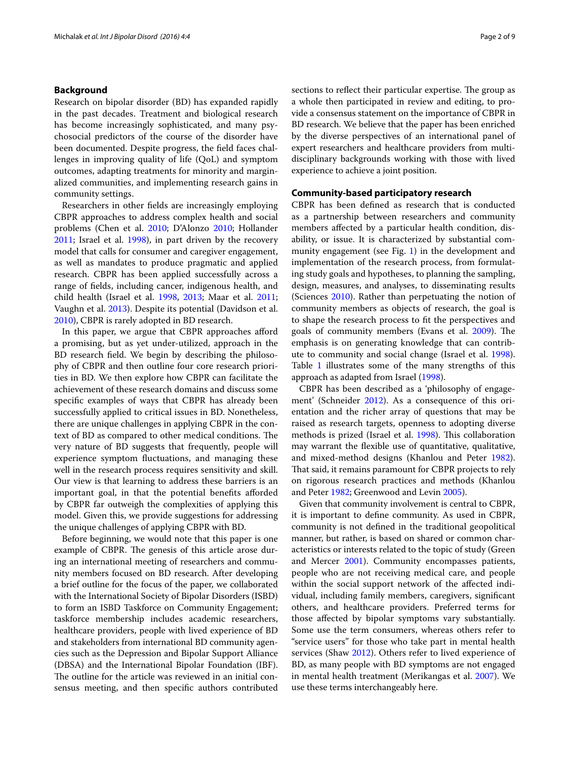## Background

Research on bipolar disorder (BD) has expanded rapidly in the past decades. Treatment and biological research has become increasingly sophisticated, and many psychosocial predictors of the course of the disorder have been documented. Despite progress, the field faces challenges in improving quality of life (QoL) and symptom outcomes, adapting treatments for minority and marginalized communities, and implementing research gains in community settings.

Researchers in other fields are increasingly employing CBPR approaches to address complex health and social problems (Chen et al. 2010; D'Alonzo 2010; Hollander 2011; Israel et al. 1998), in part driven by the recovery model that calls for consumer and caregiver engagement, as well as mandates to produce pragmatic and applied research. CBPR has been applied successfully across a range of fields, including cancer, indigenous health, and child health (Israel et al. 1998, 2013; Maar et al. 2011; Vaughn et al. 2013). Despite its potential (Davidson et al. 2010), CBPR is rarely adopted in BD research.

In this paper, we argue that CBPR approaches afford a promising, but as yet under-utilized, approach in the BD research field. We begin by describing the philosophy of CBPR and then outline four core research priorities in BD. We then explore how CBPR can facilitate the achievement of these research domains and discuss some specific examples of ways that CBPR has already been successfully applied to critical issues in BD. Nonetheless, there are unique challenges in applying CBPR in the context of BD as compared to other medical conditions. The very nature of BD suggests that frequently, people will experience symptom fluctuations, and managing these well in the research process requires sensitivity and skill. Our view is that learning to address these barriers is an important goal, in that the potential benefits afforded by CBPR far outweigh the complexities of applying this model. Given this, we provide suggestions for addressing the unique challenges of applying CBPR with BD.

Before beginning, we would note that this paper is one example of CBPR. The genesis of this article arose during an international meeting of researchers and community members focused on BD research. After developing a brief outline for the focus of the paper, we collaborated with the International Society of Bipolar Disorders (ISBD) to form an ISBD Taskforce on Community Engagement; taskforce membership includes academic researchers, healthcare providers, people with lived experience of BD and stakeholders from international BD community agencies such as the Depression and Bipolar Support Alliance (DBSA) and the International Bipolar Foundation (IBF). The outline for the article was reviewed in an initial consensus meeting, and then specific authors contributed sections to reflect their particular expertise. The group as a whole then participated in review and editing, to provide a consensus statement on the importance of CBPR in BD research. We believe that the paper has been enriched by the diverse perspectives of an international panel of expert researchers and healthcare providers from multidisciplinary backgrounds working with those with lived experience to achieve a joint position.

## Community-based participatory research

CBPR has been defined as research that is conducted as a partnership between researchers and community members affected by a particular health condition, disability, or issue. It is characterized by substantial community engagement (see Fig. 1) in the development and implementation of the research process, from formulating study goals and hypotheses, to planning the sampling, design, measures, and analyses, to disseminating results (Sciences 2010). Rather than perpetuating the notion of community members as objects of research, the goal is to shape the research process to fit the perspectives and goals of community members (Evans et al. 2009). The emphasis is on generating knowledge that can contribute to community and social change (Israel et al. 1998). Table 1 illustrates some of the many strengths of this approach as adapted from Israel (1998).

CBPR has been described as a 'philosophy of engagement' (Schneider 2012). As a consequence of this orientation and the richer array of questions that may be raised as research targets, openness to adopting diverse methods is prized (Israel et al. 1998). This collaboration may warrant the flexible use of quantitative, qualitative, and mixed-method designs (Khanlou and Peter 1982). That said, it remains paramount for CBPR projects to rely on rigorous research practices and methods (Khanlou and Peter 1982; Greenwood and Levin 2005).

Given that community involvement is central to CBPR, it is important to define community. As used in CBPR, community is not defined in the traditional geopolitical manner, but rather, is based on shared or common characteristics or interests related to the topic of study (Green and Mercer 2001). Community encompasses patients, people who are not receiving medical care, and people within the social support network of the affected individual, including family members, caregivers, significant others, and healthcare providers. Preferred terms for those affected by bipolar symptoms vary substantially. Some use the term consumers, whereas others refer to "service users" for those who take part in mental health services (Shaw 2012). Others refer to lived experience of BD, as many people with BD symptoms are not engaged in mental health treatment (Merikangas et al. 2007). We use these terms interchangeably here.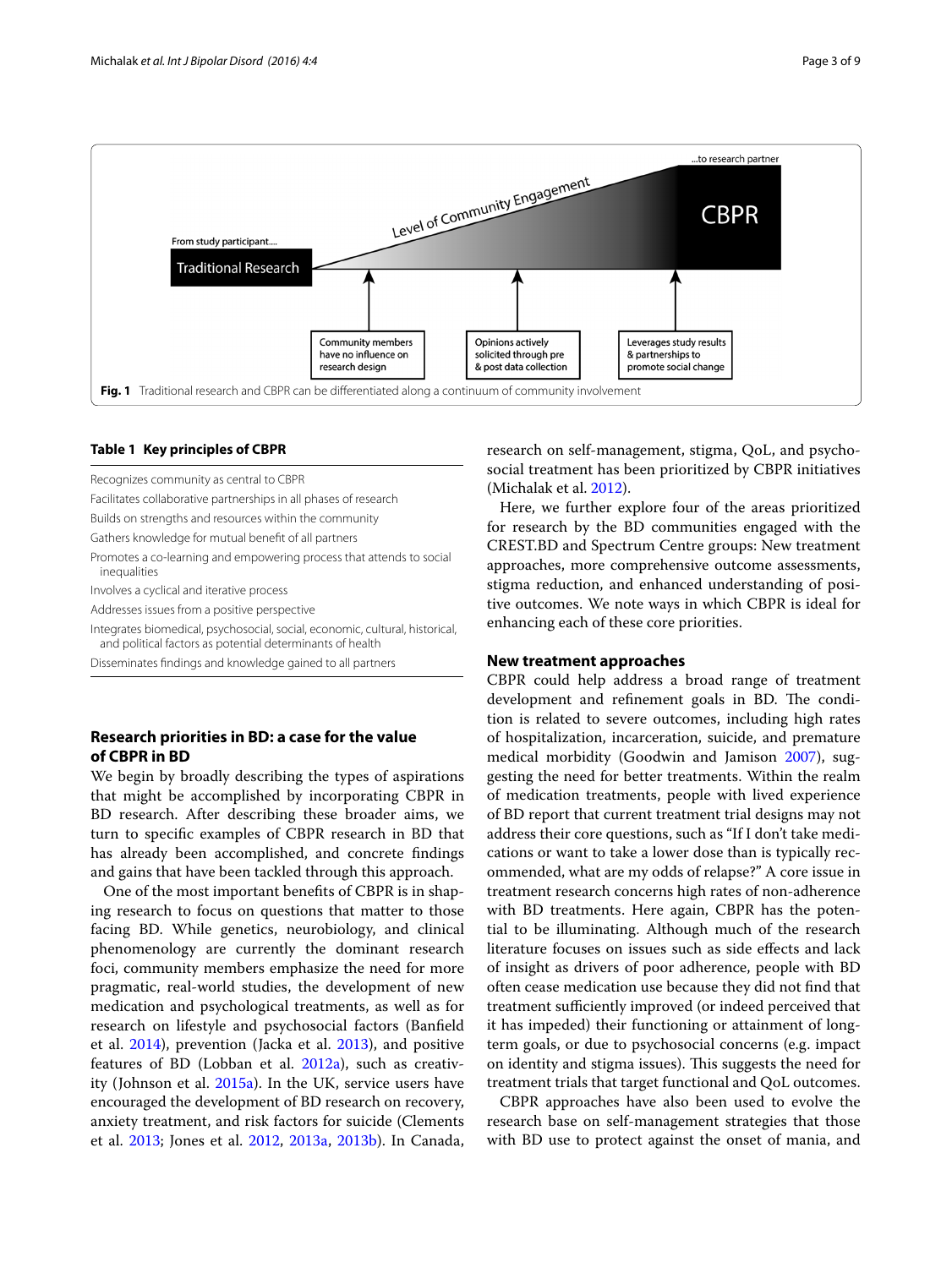From study participant....

Traditional Research

Level of Community Engagement

...to research partner

CBPR

Community members have no influence on research design

Opinions actively solicited through pre & post data collection

Leverages study results & partnerships to promote social change

**Fig. 1** Traditional research and CBPR can be differentiated along a continuum of community involvement

**Table 1 Key principles of CBPR**

| |
|---|
| Recognizes community as central to CBPR |
| Facilitates collaborative partnerships in all phases of research |
| Builds on strengths and resources within the community |
| Gathers knowledge for mutual benefit of all partners |
| Promotes a co-learning and empowering process that attends to social inequalities |
| Involves a cyclical and iterative process |
| Addresses issues from a positive perspective |
| Integrates biomedical, psychosocial, social, economic, cultural, historical, and political factors as potential determinants of health |
| Disseminates findings and knowledge gained to all partners |

## Research priorities in BD: a case for the value of CBPR in BD

We begin by broadly describing the types of aspirations that might be accomplished by incorporating CBPR in BD research. After describing these broader aims, we turn to specific examples of CBPR research in BD that has already been accomplished, and concrete findings and gains that have been tackled through this approach.

One of the most important benefits of CBPR is in shaping research to focus on questions that matter to those facing BD. While genetics, neurobiology, and clinical phenomenology are currently the dominant research foci, community members emphasize the need for more pragmatic, real-world studies, the development of new medication and psychological treatments, as well as for research on lifestyle and psychosocial factors (Banfield et al. 2014), prevention (Jacka et al. 2013), and positive features of BD (Lobban et al. 2012a), such as creativity (Johnson et al. 2015a). In the UK, service users have encouraged the development of BD research on recovery, anxiety treatment, and risk factors for suicide (Clements et al. 2013; Jones et al. 2012, 2013a, 2013b). In Canada, research on self-management, stigma, QoL, and psychosocial treatment has been prioritized by CBPR initiatives (Michalak et al. 2012).

Here, we further explore four of the areas prioritized for research by the BD communities engaged with the CREST.BD and Spectrum Centre groups: New treatment approaches, more comprehensive outcome assessments, stigma reduction, and enhanced understanding of positive outcomes. We note ways in which CBPR is ideal for enhancing each of these core priorities.

### New treatment approaches

CBPR could help address a broad range of treatment development and refinement goals in BD. The condition is related to severe outcomes, including high rates of hospitalization, incarceration, suicide, and premature medical morbidity (Goodwin and Jamison 2007), suggesting the need for better treatments. Within the realm of medication treatments, people with lived experience of BD report that current treatment trial designs may not address their core questions, such as "If I don't take medications or want to take a lower dose than is typically recommended, what are my odds of relapse?" A core issue in treatment research concerns high rates of non-adherence with BD treatments. Here again, CBPR has the potential to be illuminating. Although much of the research literature focuses on issues such as side effects and lack of insight as drivers of poor adherence, people with BD often cease medication use because they did not find that treatment sufficiently improved (or indeed perceived that it has impeded) their functioning or attainment of long-term goals, or due to psychosocial concerns (e.g. impact on identity and stigma issues). This suggests the need for treatment trials that target functional and QoL outcomes.

CBPR approaches have also been used to evolve the research base on self-management strategies that those with BD use to protect against the onset of mania, and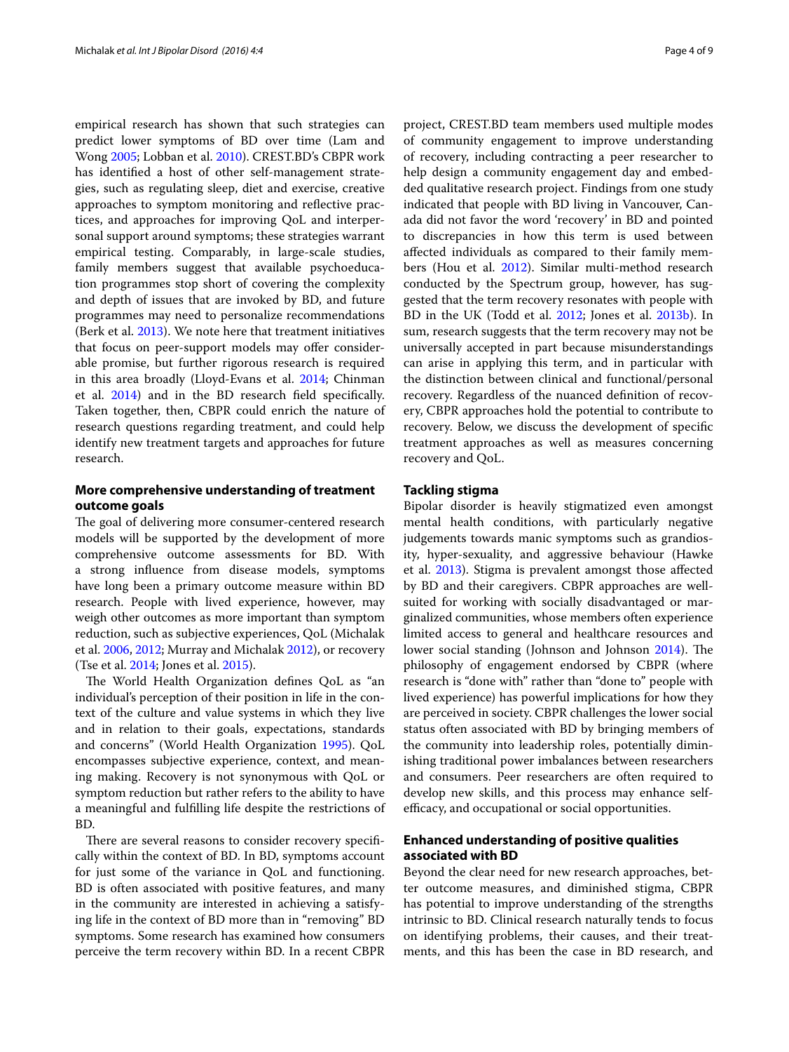empirical research has shown that such strategies can predict lower symptoms of BD over time (Lam and Wong 2005; Lobban et al. 2010). CREST.BD's CBPR work has identified a host of other self-management strategies, such as regulating sleep, diet and exercise, creative approaches to symptom monitoring and reflective practices, and approaches for improving QoL and interpersonal support around symptoms; these strategies warrant empirical testing. Comparably, in large-scale studies, family members suggest that available psychoeducation programmes stop short of covering the complexity and depth of issues that are invoked by BD, and future programmes may need to personalize recommendations (Berk et al. 2013). We note here that treatment initiatives that focus on peer-support models may offer considerable promise, but further rigorous research is required in this area broadly (Lloyd-Evans et al. 2014; Chinman et al. 2014) and in the BD research field specifically. Taken together, then, CBPR could enrich the nature of research questions regarding treatment, and could help identify new treatment targets and approaches for future research.

## More comprehensive understanding of treatment outcome goals

The goal of delivering more consumer-centered research models will be supported by the development of more comprehensive outcome assessments for BD. With a strong influence from disease models, symptoms have long been a primary outcome measure within BD research. People with lived experience, however, may weigh other outcomes as more important than symptom reduction, such as subjective experiences, QoL (Michalak et al. 2006, 2012; Murray and Michalak 2012), or recovery (Tse et al. 2014; Jones et al. 2015).

The World Health Organization defines QoL as "an individual's perception of their position in life in the context of the culture and value systems in which they live and in relation to their goals, expectations, standards and concerns" (World Health Organization 1995). QoL encompasses subjective experience, context, and meaning making. Recovery is not synonymous with QoL or symptom reduction but rather refers to the ability to have a meaningful and fulfilling life despite the restrictions of BD.

There are several reasons to consider recovery specifically within the context of BD. In BD, symptoms account for just some of the variance in QoL and functioning. BD is often associated with positive features, and many in the community are interested in achieving a satisfying life in the context of BD more than in "removing" BD symptoms. Some research has examined how consumers perceive the term recovery within BD. In a recent CBPR project, CREST.BD team members used multiple modes of community engagement to improve understanding of recovery, including contracting a peer researcher to help design a community engagement day and embedded qualitative research project. Findings from one study indicated that people with BD living in Vancouver, Canada did not favor the word 'recovery' in BD and pointed to discrepancies in how this term is used between affected individuals as compared to their family members (Hou et al. 2012). Similar multi-method research conducted by the Spectrum group, however, has suggested that the term recovery resonates with people with BD in the UK (Todd et al. 2012; Jones et al. 2013b). In sum, research suggests that the term recovery may not be universally accepted in part because misunderstandings can arise in applying this term, and in particular with the distinction between clinical and functional/personal recovery. Regardless of the nuanced definition of recovery, CBPR approaches hold the potential to contribute to recovery. Below, we discuss the development of specific treatment approaches as well as measures concerning recovery and QoL.

## Tackling stigma

Bipolar disorder is heavily stigmatized even amongst mental health conditions, with particularly negative judgements towards manic symptoms such as grandiosity, hyper-sexuality, and aggressive behaviour (Hawke et al. 2013). Stigma is prevalent amongst those affected by BD and their caregivers. CBPR approaches are well-suited for working with socially disadvantaged or marginalized communities, whose members often experience limited access to general and healthcare resources and lower social standing (Johnson and Johnson 2014). The philosophy of engagement endorsed by CBPR (where research is "done with" rather than "done to" people with lived experience) has powerful implications for how they are perceived in society. CBPR challenges the lower social status often associated with BD by bringing members of the community into leadership roles, potentially diminishing traditional power imbalances between researchers and consumers. Peer researchers are often required to develop new skills, and this process may enhance self-efficacy, and occupational or social opportunities.

## Enhanced understanding of positive qualities associated with BD

Beyond the clear need for new research approaches, better outcome measures, and diminished stigma, CBPR has potential to improve understanding of the strengths intrinsic to BD. Clinical research naturally tends to focus on identifying problems, their causes, and their treatments, and this has been the case in BD research, and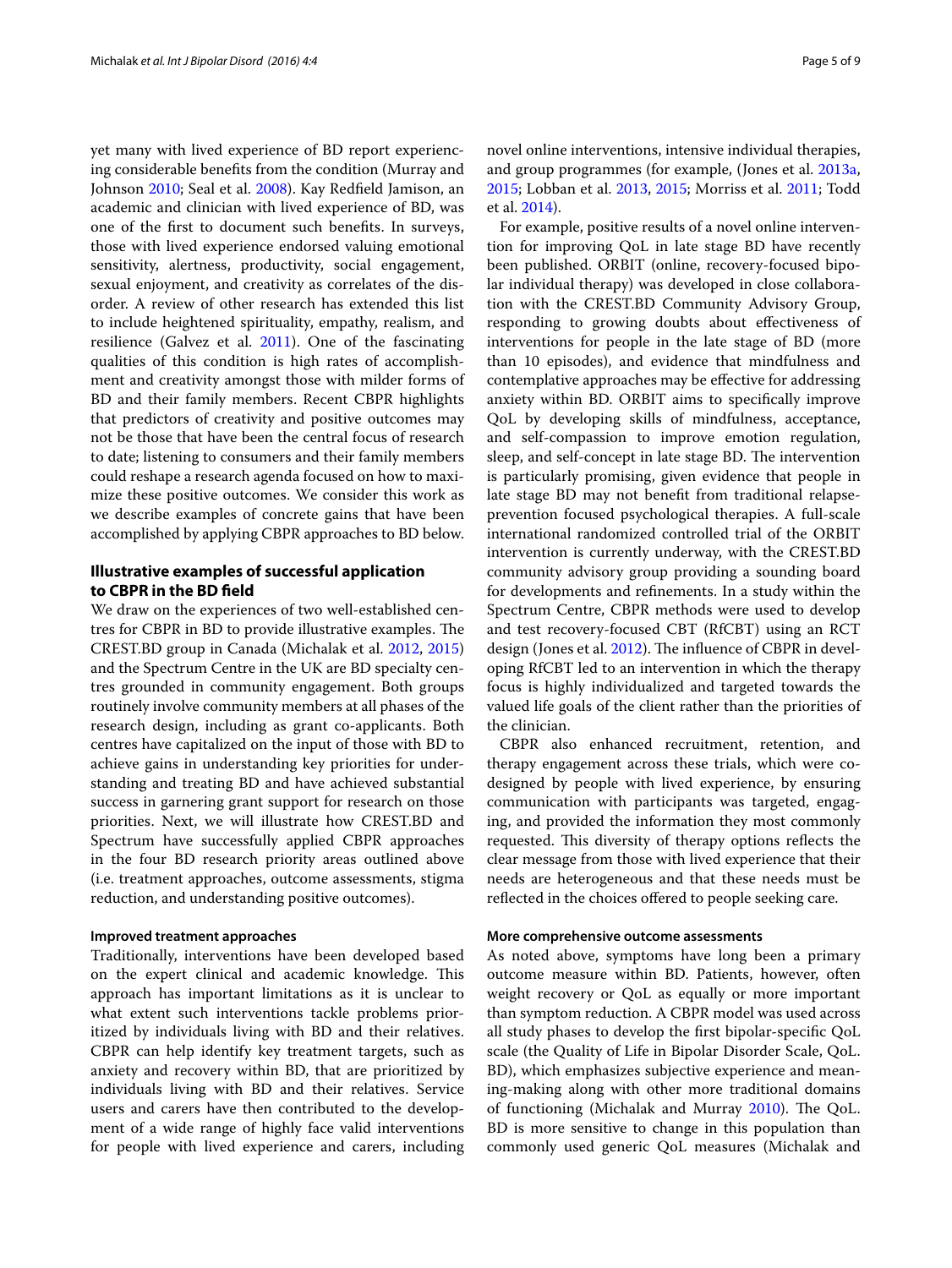yet many with lived experience of BD report experiencing considerable benefits from the condition (Murray and Johnson 2010; Seal et al. 2008). Kay Redfield Jamison, an academic and clinician with lived experience of BD, was one of the first to document such benefits. In surveys, those with lived experience endorsed valuing emotional sensitivity, alertness, productivity, social engagement, sexual enjoyment, and creativity as correlates of the disorder. A review of other research has extended this list to include heightened spirituality, empathy, realism, and resilience (Galvez et al. 2011). One of the fascinating qualities of this condition is high rates of accomplishment and creativity amongst those with milder forms of BD and their family members. Recent CBPR highlights that predictors of creativity and positive outcomes may not be those that have been the central focus of research to date; listening to consumers and their family members could reshape a research agenda focused on how to maximize these positive outcomes. We consider this work as we describe examples of concrete gains that have been accomplished by applying CBPR approaches to BD below.

## Illustrative examples of successful application to CBPR in the BD field

We draw on the experiences of two well-established centres for CBPR in BD to provide illustrative examples. The CREST.BD group in Canada (Michalak et al. 2012, 2015) and the Spectrum Centre in the UK are BD specialty centres grounded in community engagement. Both groups routinely involve community members at all phases of the research design, including as grant co-applicants. Both centres have capitalized on the input of those with BD to achieve gains in understanding key priorities for understanding and treating BD and have achieved substantial success in garnering grant support for research on those priorities. Next, we will illustrate how CREST.BD and Spectrum have successfully applied CBPR approaches in the four BD research priority areas outlined above (i.e. treatment approaches, outcome assessments, stigma reduction, and understanding positive outcomes).

### Improved treatment approaches

Traditionally, interventions have been developed based on the expert clinical and academic knowledge. This approach has important limitations as it is unclear to what extent such interventions tackle problems prioritized by individuals living with BD and their relatives. CBPR can help identify key treatment targets, such as anxiety and recovery within BD, that are prioritized by individuals living with BD and their relatives. Service users and carers have then contributed to the development of a wide range of highly face valid interventions for people with lived experience and carers, including novel online interventions, intensive individual therapies, and group programmes (for example, (Jones et al. 2013a, 2015; Lobban et al. 2013, 2015; Morriss et al. 2011; Todd et al. 2014).

For example, positive results of a novel online intervention for improving QoL in late stage BD have recently been published. ORBIT (online, recovery-focused bipolar individual therapy) was developed in close collaboration with the CREST.BD Community Advisory Group, responding to growing doubts about effectiveness of interventions for people in the late stage of BD (more than 10 episodes), and evidence that mindfulness and contemplative approaches may be effective for addressing anxiety within BD. ORBIT aims to specifically improve QoL by developing skills of mindfulness, acceptance, and self-compassion to improve emotion regulation, sleep, and self-concept in late stage BD. The intervention is particularly promising, given evidence that people in late stage BD may not benefit from traditional relapse-prevention focused psychological therapies. A full-scale international randomized controlled trial of the ORBIT intervention is currently underway, with the CREST.BD community advisory group providing a sounding board for developments and refinements. In a study within the Spectrum Centre, CBPR methods were used to develop and test recovery-focused CBT (RfCBT) using an RCT design (Jones et al. 2012). The influence of CBPR in developing RfCBT led to an intervention in which the therapy focus is highly individualized and targeted towards the valued life goals of the client rather than the priorities of the clinician.

CBPR also enhanced recruitment, retention, and therapy engagement across these trials, which were co-designed by people with lived experience, by ensuring communication with participants was targeted, engaging, and provided the information they most commonly requested. This diversity of therapy options reflects the clear message from those with lived experience that their needs are heterogeneous and that these needs must be reflected in the choices offered to people seeking care.

### More comprehensive outcome assessments

As noted above, symptoms have long been a primary outcome measure within BD. Patients, however, often weight recovery or QoL as equally or more important than symptom reduction. A CBPR model was used across all study phases to develop the first bipolar-specific QoL scale (the Quality of Life in Bipolar Disorder Scale, QoL.BD), which emphasizes subjective experience and meaning-making along with other more traditional domains of functioning (Michalak and Murray 2010). The QoL.BD is more sensitive to change in this population than commonly used generic QoL measures (Michalak and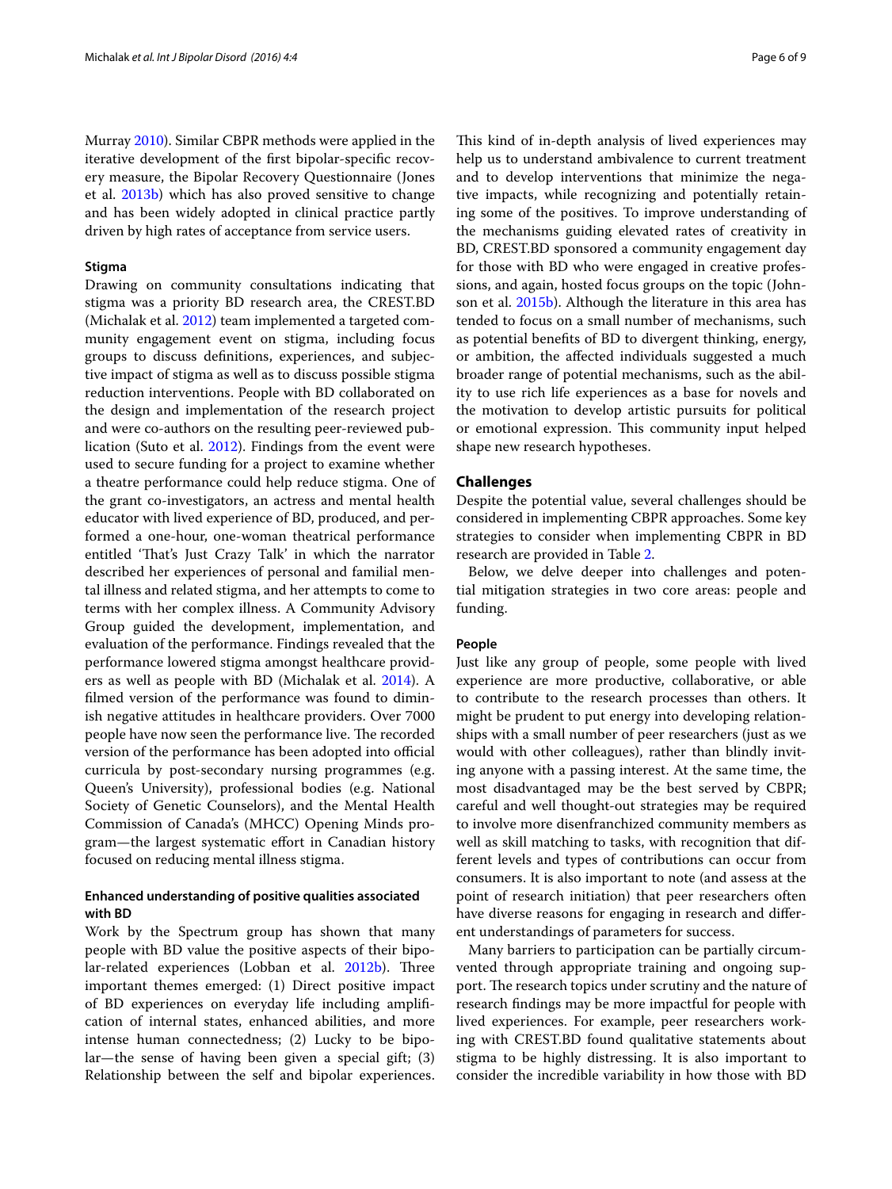Murray 2010). Similar CBPR methods were applied in the iterative development of the first bipolar-specific recovery measure, the Bipolar Recovery Questionnaire (Jones et al. 2013b) which has also proved sensitive to change and has been widely adopted in clinical practice partly driven by high rates of acceptance from service users.

#### Stigma

Drawing on community consultations indicating that stigma was a priority BD research area, the CREST.BD (Michalak et al. 2012) team implemented a targeted community engagement event on stigma, including focus groups to discuss definitions, experiences, and subjective impact of stigma as well as to discuss possible stigma reduction interventions. People with BD collaborated on the design and implementation of the research project and were co-authors on the resulting peer-reviewed publication (Suto et al. 2012). Findings from the event were used to secure funding for a project to examine whether a theatre performance could help reduce stigma. One of the grant co-investigators, an actress and mental health educator with lived experience of BD, produced, and performed a one-hour, one-woman theatrical performance entitled 'That's Just Crazy Talk' in which the narrator described her experiences of personal and familial mental illness and related stigma, and her attempts to come to terms with her complex illness. A Community Advisory Group guided the development, implementation, and evaluation of the performance. Findings revealed that the performance lowered stigma amongst healthcare providers as well as people with BD (Michalak et al. 2014). A filmed version of the performance was found to diminish negative attitudes in healthcare providers. Over 7000 people have now seen the performance live. The recorded version of the performance has been adopted into official curricula by post-secondary nursing programmes (e.g. Queen's University), professional bodies (e.g. National Society of Genetic Counselors), and the Mental Health Commission of Canada's (MHCC) Opening Minds program—the largest systematic effort in Canadian history focused on reducing mental illness stigma.

#### Enhanced understanding of positive qualities associated with BD

Work by the Spectrum group has shown that many people with BD value the positive aspects of their bipolar-related experiences (Lobban et al. 2012b). Three important themes emerged: (1) Direct positive impact of BD experiences on everyday life including amplification of internal states, enhanced abilities, and more intense human connectedness; (2) Lucky to be bipolar—the sense of having been given a special gift; (3) Relationship between the self and bipolar experiences. This kind of in-depth analysis of lived experiences may help us to understand ambivalence to current treatment and to develop interventions that minimize the negative impacts, while recognizing and potentially retaining some of the positives. To improve understanding of the mechanisms guiding elevated rates of creativity in BD, CREST.BD sponsored a community engagement day for those with BD who were engaged in creative professions, and again, hosted focus groups on the topic (Johnson et al. 2015b). Although the literature in this area has tended to focus on a small number of mechanisms, such as potential benefits of BD to divergent thinking, energy, or ambition, the affected individuals suggested a much broader range of potential mechanisms, such as the ability to use rich life experiences as a base for novels and the motivation to develop artistic pursuits for political or emotional expression. This community input helped shape new research hypotheses.

### Challenges

Despite the potential value, several challenges should be considered in implementing CBPR approaches. Some key strategies to consider when implementing CBPR in BD research are provided in Table 2.

Below, we delve deeper into challenges and potential mitigation strategies in two core areas: people and funding.

#### People

Just like any group of people, some people with lived experience are more productive, collaborative, or able to contribute to the research processes than others. It might be prudent to put energy into developing relationships with a small number of peer researchers (just as we would with other colleagues), rather than blindly inviting anyone with a passing interest. At the same time, the most disadvantaged may be the best served by CBPR; careful and well thought-out strategies may be required to involve more disenfranchized community members as well as skill matching to tasks, with recognition that different levels and types of contributions can occur from consumers. It is also important to note (and assess at the point of research initiation) that peer researchers often have diverse reasons for engaging in research and different understandings of parameters for success.

Many barriers to participation can be partially circumvented through appropriate training and ongoing support. The research topics under scrutiny and the nature of research findings may be more impactful for people with lived experiences. For example, peer researchers working with CREST.BD found qualitative statements about stigma to be highly distressing. It is also important to consider the incredible variability in how those with BD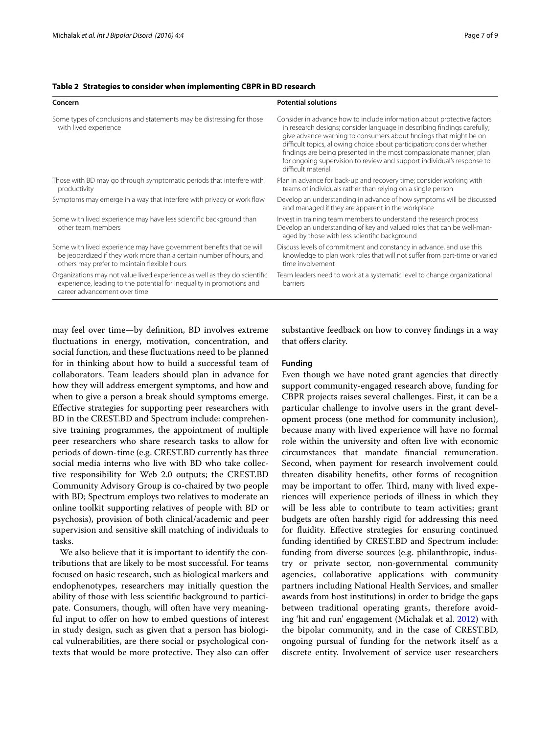**Table 2 Strategies to consider when implementing CBPR in BD research**

| Concern | Potential solutions |
|---|---|
| Some types of conclusions and statements may be distressing for those with lived experience | Consider in advance how to include information about protective factors in research designs; consider language in describing findings carefully; give advance warning to consumers about findings that might be on difficult topics, allowing choice about participation; consider whether findings are being presented in the most compassionate manner; plan for ongoing supervision to review and support individual's response to difficult material |
| Those with BD may go through symptomatic periods that interfere with productivity | Plan in advance for back-up and recovery time; consider working with teams of individuals rather than relying on a single person |
| Symptoms may emerge in a way that interfere with privacy or work flow | Develop an understanding in advance of how symptoms will be discussed and managed if they are apparent in the workplace |
| Some with lived experience may have less scientific background than other team members | Invest in training team members to understand the research process Develop an understanding of key and valued roles that can be well-managed by those with less scientific background |
| Some with lived experience may have government benefits that be will be jeopardized if they work more than a certain number of hours, and others may prefer to maintain flexible hours | Discuss levels of commitment and constancy in advance, and use this knowledge to plan work roles that will not suffer from part-time or varied time involvement |
| Organizations may not value lived experience as well as they do scientific experience, leading to the potential for inequality in promotions and career advancement over time | Team leaders need to work at a systematic level to change organizational barriers |

may feel over time—by definition, BD involves extreme fluctuations in energy, motivation, concentration, and social function, and these fluctuations need to be planned for in thinking about how to build a successful team of collaborators. Team leaders should plan in advance for how they will address emergent symptoms, and how and when to give a person a break should symptoms emerge. Effective strategies for supporting peer researchers with BD in the CREST.BD and Spectrum include: comprehensive training programmes, the appointment of multiple peer researchers who share research tasks to allow for periods of down-time (e.g. CREST.BD currently has three social media interns who live with BD who take collective responsibility for Web 2.0 outputs; the CREST.BD Community Advisory Group is co-chaired by two people with BD; Spectrum employs two relatives to moderate an online toolkit supporting relatives of people with BD or psychosis), provision of both clinical/academic and peer supervision and sensitive skill matching of individuals to tasks.

We also believe that it is important to identify the contributions that are likely to be most successful. For teams focused on basic research, such as biological markers and endophenotypes, researchers may initially question the ability of those with less scientific background to participate. Consumers, though, will often have very meaningful input to offer on how to embed questions of interest in study design, such as given that a person has biological vulnerabilities, are there social or psychological contexts that would be more protective. They also can offer substantive feedback on how to convey findings in a way that offers clarity.

### Funding

Even though we have noted grant agencies that directly support community-engaged research above, funding for CBPR projects raises several challenges. First, it can be a particular challenge to involve users in the grant development process (one method for community inclusion), because many with lived experience will have no formal role within the university and often live with economic circumstances that mandate financial remuneration. Second, when payment for research involvement could threaten disability benefits, other forms of recognition may be important to offer. Third, many with lived experiences will experience periods of illness in which they will be less able to contribute to team activities; grant budgets are often harshly rigid for addressing this need for fluidity. Effective strategies for ensuring continued funding identified by CREST.BD and Spectrum include: funding from diverse sources (e.g. philanthropic, industry or private sector, non-governmental community agencies, collaborative applications with community partners including National Health Services, and smaller awards from host institutions) in order to bridge the gaps between traditional operating grants, therefore avoiding 'hit and run' engagement (Michalak et al. 2012) with the bipolar community, and in the case of CREST.BD, ongoing pursual of funding for the network itself as a discrete entity. Involvement of service user researchers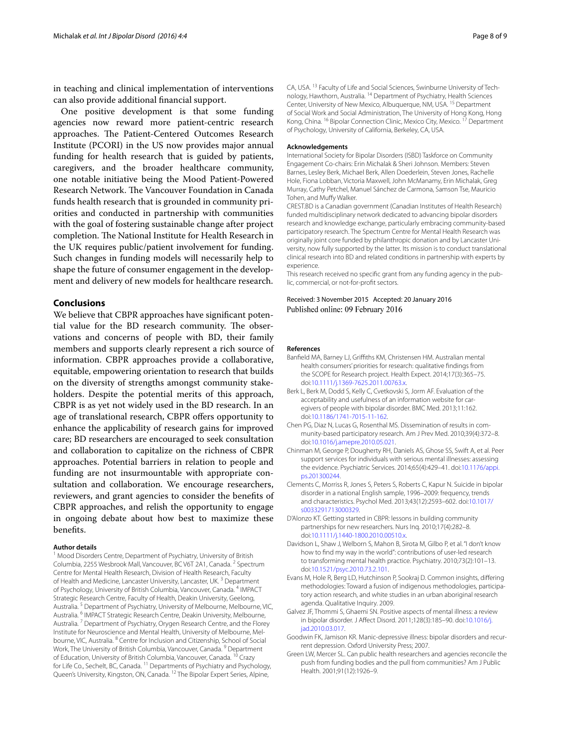in teaching and clinical implementation of interventions can also provide additional financial support.

One positive development is that some funding agencies now reward more patient-centric research approaches. The Patient-Centered Outcomes Research Institute (PCORI) in the US now provides major annual funding for health research that is guided by patients, caregivers, and the broader healthcare community, one notable initiative being the Mood Patient-Powered Research Network. The Vancouver Foundation in Canada funds health research that is grounded in community priorities and conducted in partnership with communities with the goal of fostering sustainable change after project completion. The National Institute for Health Research in the UK requires public/patient involvement for funding. Such changes in funding models will necessarily help to shape the future of consumer engagement in the development and delivery of new models for healthcare research.

## Conclusions

We believe that CBPR approaches have significant potential value for the BD research community. The observations and concerns of people with BD, their family members and supports clearly represent a rich source of information. CBPR approaches provide a collaborative, equitable, empowering orientation to research that builds on the diversity of strengths amongst community stakeholders. Despite the potential merits of this approach, CBPR is as yet not widely used in the BD research. In an age of translational research, CBPR offers opportunity to enhance the applicability of research gains for improved care; BD researchers are encouraged to seek consultation and collaboration to capitalize on the richness of CBPR approaches. Potential barriers in relation to people and funding are not insurmountable with appropriate consultation and collaboration. We encourage researchers, reviewers, and grant agencies to consider the benefits of CBPR approaches, and relish the opportunity to engage in ongoing debate about how best to maximize these benefits.

#### Author details

[1] Mood Disorders Centre, Department of Psychiatry, University of British Columbia, 2255 Wesbrook Mall, Vancouver, BC V6T 2A1, Canada. [2] Spectrum Centre for Mental Health Research, Division of Health Research, Faculty of Health and Medicine, Lancaster University, Lancaster, UK. [3] Department of Psychology, University of British Columbia, Vancouver, Canada. [4] IMPACT Strategic Research Centre, Faculty of Health, Deakin University, Geelong, Australia. [5] Department of Psychiatry, University of Melbourne, Melbourne, VIC, Australia. [6] IMPACT Strategic Research Centre, Deakin University, Melbourne, Australia. [7] Department of Psychiatry, Orygen Research Centre, and the Florey Institute for Neuroscience and Mental Health, University of Melbourne, Melbourne, VIC, Australia. [8] Centre for Inclusion and Citizenship, School of Social Work, The University of British Columbia, Vancouver, Canada. [9] Department of Education, University of British Columbia, Vancouver, Canada. [10] Crazy for Life Co., Sechelt, BC, Canada. [11] Departments of Psychiatry and Psychology, Queen's University, Kingston, ON, Canada. [12] The Bipolar Expert Series, Alpine, CA, USA. [13] Faculty of Life and Social Sciences, Swinburne University of Technology, Hawthorn, Australia. [14] Department of Psychiatry, Health Sciences Center, University of New Mexico, Albuquerque, NM, USA. [15] Department of Social Work and Social Administration, The University of Hong Kong, Hong Kong, China. [16] Bipolar Connection Clinic, Mexico City, Mexico. [17] Department of Psychology, University of California, Berkeley, CA, USA.

#### Acknowledgements

International Society for Bipolar Disorders (ISBD) Taskforce on Community Engagement Co-chairs: Erin Michalak & Sheri Johnson. Members: Steven Barnes, Lesley Berk, Michael Berk, Allen Doederlein, Steven Jones, Rachelle Hole, Fiona Lobban, Victoria Maxwell, John McManamy, Erin Michalak, Greg Murray, Cathy Petchel, Manuel Sánchez de Carmona, Samson Tse, Mauricio Tohen, and Muffy Walker.

CREST.BD is a Canadian government (Canadian Institutes of Health Research) funded multidisciplinary network dedicated to advancing bipolar disorders research and knowledge exchange, particularly embracing community-based participatory research. The Spectrum Centre for Mental Health Research was originally joint core funded by philanthropic donation and by Lancaster University, now fully supported by the latter. Its mission is to conduct translational clinical research into BD and related conditions in partnership with experts by experience.

This research received no specific grant from any funding agency in the public, commercial, or not-for-profit sectors.

Received: 3 November 2015 Accepted: 20 January 2016
Published online: 09 February 2016

#### References

- Banfield MA, Barney LJ, Griffiths KM, Christensen HM. Australian mental health consumers' priorities for research: qualitative findings from the SCOPE for Research project. Health Expect. 2014;17(3):365–75. doi:10.1111/j.1369-7625.2011.00763.x.
- Berk L, Berk M, Dodd S, Kelly C, Cvetkovski S, Jorm AF. Evaluation of the acceptability and usefulness of an information website for caregivers of people with bipolar disorder. BMC Med. 2013;11:162. doi:10.1186/1741-7015-11-162.
- Chen PG, Diaz N, Lucas G, Rosenthal MS. Dissemination of results in community-based participatory research. Am J Prev Med. 2010;39(4):372–8. doi:10.1016/j.amepre.2010.05.021.
- Chinman M, George P, Dougherty RH, Daniels AS, Ghose SS, Swift A, et al. Peer support services for individuals with serious mental illnesses: assessing the evidence. Psychiatric Services. 2014;65(4):429–41. doi:10.1176/appi.ps.201300244.
- Clements C, Morriss R, Jones S, Peters S, Roberts C, Kapur N. Suicide in bipolar disorder in a national English sample, 1996–2009: frequency, trends and characteristics. Psychol Med. 2013;43(12):2593–602. doi:10.1017/s0033291713000329.
- D'Alonzo KT. Getting started in CBPR: lessons in building community partnerships for new researchers. Nurs Inq. 2010;17(4):282–8. doi:10.1111/j.1440-1800.2010.00510.x.
- Davidson L, Shaw J, Welborn S, Mahon B, Sirota M, Gilbo P, et al. "I don't know how to find my way in the world": contributions of user-led research to transforming mental health practice. Psychiatry. 2010;73(2):101–13. doi:10.1521/psyc.2010.73.2.101.
- Evans M, Hole R, Berg LD, Hutchinson P, Sookraj D. Common insights, differing methodologies: Toward a fusion of indigenous methodologies, participatory action research, and white studies in an urban aboriginal research agenda. Qualitative Inquiry. 2009.
- Galvez JF, Thommi S, Ghaemi SN. Positive aspects of mental illness: a review in bipolar disorder. J Affect Disord. 2011;128(3):185–90. doi:10.1016/j.jad.2010.03.017.
- Goodwin FK, Jamison KR. Manic-depressive illness: bipolar disorders and recurrent depression. Oxford University Press; 2007.
- Green LW, Mercer SL. Can public health researchers and agencies reconcile the push from funding bodies and the pull from communities? Am J Public Health. 2001;91(12):1926–9.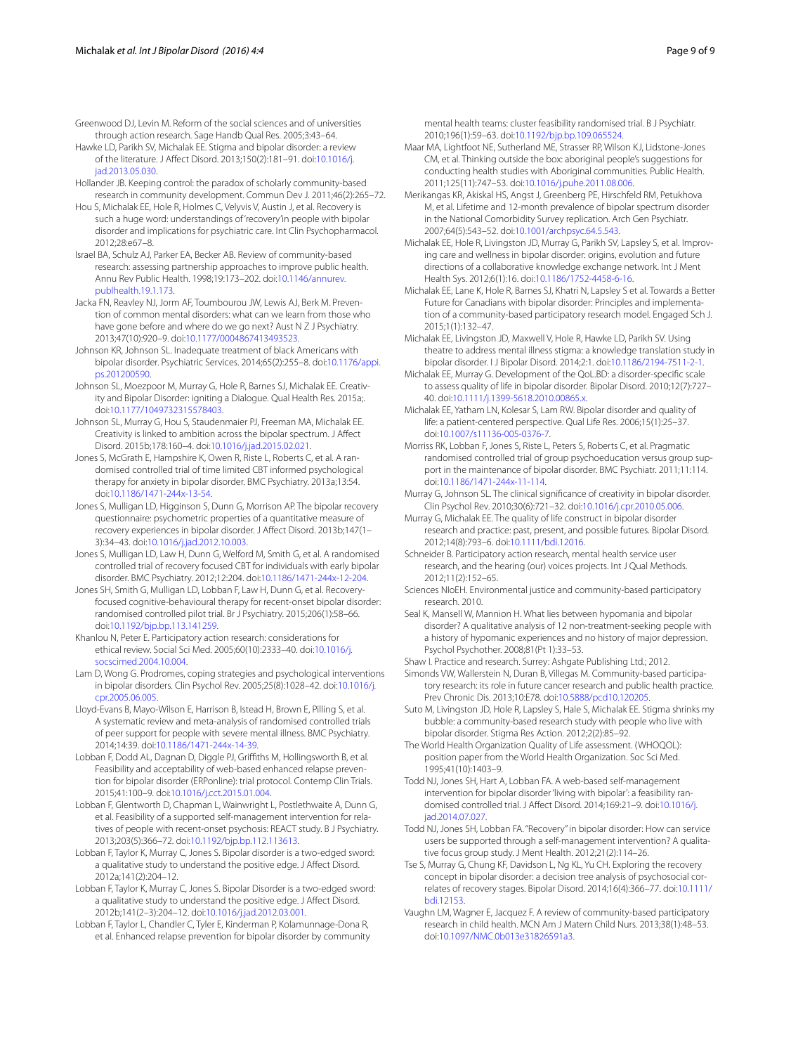Greenwood DJ, Levin M. Reform of the social sciences and of universities through action research. Sage Handb Qual Res. 2005;3:43–64.

Hawke LD, Parikh SV, Michalak EE. Stigma and bipolar disorder: a review of the literature. J Affect Disord. 2013;150(2):181–91. doi:10.1016/j.jad.2013.05.030.

Hollander JB. Keeping control: the paradox of scholarly community-based research in community development. Commun Dev J. 2011;46(2):265–72.

Hou S, Michalak EE, Hole R, Holmes C, Velyvis V, Austin J, et al. Recovery is such a huge word: understandings of 'recovery' in people with bipolar disorder and implications for psychiatric care. Int Clin Psychopharmacol. 2012;28:e67–8.

Israel BA, Schulz AJ, Parker EA, Becker AB. Review of community-based research: assessing partnership approaches to improve public health. Annu Rev Public Health. 1998;19:173–202. doi:10.1146/annurev.publhealth.19.1.173.

Jacka FN, Reavley NJ, Jorm AF, Toumbourou JW, Lewis AJ, Berk M. Prevention of common mental disorders: what can we learn from those who have gone before and where do we go next? Aust N Z J Psychiatry. 2013;47(10):920–9. doi:10.1177/0004867413493523.

Johnson KR, Johnson SL. Inadequate treatment of black Americans with bipolar disorder. Psychiatric Services. 2014;65(2):255–8. doi:10.1176/appi.ps.201200590.

Johnson SL, Moezpoor M, Murray G, Hole R, Barnes SJ, Michalak EE. Creativity and Bipolar Disorder: igniting a Dialogue. Qual Health Res. 2015a;. doi:10.1177/1049732315578403.

Johnson SL, Murray G, Hou S, Staudenmaier PJ, Freeman MA, Michalak EE. Creativity is linked to ambition across the bipolar spectrum. J Affect Disord. 2015b;178:160–4. doi:10.1016/j.jad.2015.02.021.

Jones S, McGrath E, Hampshire K, Owen R, Riste L, Roberts C, et al. A randomised controlled trial of time limited CBT informed psychological therapy for anxiety in bipolar disorder. BMC Psychiatry. 2013a;13:54. doi:10.1186/1471-244x-13-54.

Jones S, Mulligan LD, Higginson S, Dunn G, Morrison AP. The bipolar recovery questionnaire: psychometric properties of a quantitative measure of recovery experiences in bipolar disorder. J Affect Disord. 2013b;147(1–3):34–43. doi:10.1016/j.jad.2012.10.003.

Jones S, Mulligan LD, Law H, Dunn G, Welford M, Smith G, et al. A randomised controlled trial of recovery focused CBT for individuals with early bipolar disorder. BMC Psychiatry. 2012;12:204. doi:10.1186/1471-244x-12-204.

Jones SH, Smith G, Mulligan LD, Lobban F, Law H, Dunn G, et al. Recovery-focused cognitive-behavioural therapy for recent-onset bipolar disorder: randomised controlled pilot trial. Br J Psychiatry. 2015;206(1):58–66. doi:10.1192/bjp.bp.113.141259.

Khanlou N, Peter E. Participatory action research: considerations for ethical review. Social Sci Med. 2005;60(10):2333–40. doi:10.1016/j.socscimed.2004.10.004.

Lam D, Wong G. Prodromes, coping strategies and psychological interventions in bipolar disorders. Clin Psychol Rev. 2005;25(8):1028–42. doi:10.1016/j.cpr.2005.06.005.

Lloyd-Evans B, Mayo-Wilson E, Harrison B, Istead H, Brown E, Pilling S, et al. A systematic review and meta-analysis of randomised controlled trials of peer support for people with severe mental illness. BMC Psychiatry. 2014;14:39. doi:10.1186/1471-244x-14-39.

Lobban F, Dodd AL, Dagnan D, Diggle PJ, Griffiths M, Hollingsworth B, et al. Feasibility and acceptability of web-based enhanced relapse prevention for bipolar disorder (ERPonline): trial protocol. Contemp Clin Trials. 2015;41:100–9. doi:10.1016/j.cct.2015.01.004.

Lobban F, Glentworth D, Chapman L, Wainwright L, Postlethwaite A, Dunn G, et al. Feasibility of a supported self-management intervention for relatives of people with recent-onset psychosis: REACT study. B J Psychiatry. 2013;203(5):366–72. doi:10.1192/bjp.bp.112.113613.

Lobban F, Taylor K, Murray C, Jones S. Bipolar disorder is a two-edged sword: a qualitative study to understand the positive edge. J Affect Disord. 2012a;141(2):204–12.

Lobban F, Taylor K, Murray C, Jones S. Bipolar Disorder is a two-edged sword: a qualitative study to understand the positive edge. J Affect Disord. 2012b;141(2–3):204–12. doi:10.1016/j.jad.2012.03.001.

Lobban F, Taylor L, Chandler C, Tyler E, Kinderman P, Kolamunnage-Dona R, et al. Enhanced relapse prevention for bipolar disorder by community mental health teams: cluster feasibility randomised trial. B J Psychiatr. 2010;196(1):59–63. doi:10.1192/bjp.bp.109.065524.

Maar MA, Lightfoot NE, Sutherland ME, Strasser RP, Wilson KJ, Lidstone-Jones CM, et al. Thinking outside the box: aboriginal people's suggestions for conducting health studies with Aboriginal communities. Public Health. 2011;125(11):747–53. doi:10.1016/j.puhe.2011.08.006.

Merikangas KR, Akiskal HS, Angst J, Greenberg PE, Hirschfeld RM, Petukhova M, et al. Lifetime and 12-month prevalence of bipolar spectrum disorder in the National Comorbidity Survey replication. Arch Gen Psychiatr. 2007;64(5):543–52. doi:10.1001/archpsyc.64.5.543.

Michalak EE, Hole R, Livingston JD, Murray G, Parikh SV, Lapsley S, et al. Improving care and wellness in bipolar disorder: origins, evolution and future directions of a collaborative knowledge exchange network. Int J Ment Health Sys. 2012;6(1):16. doi:10.1186/1752-4458-6-16.

Michalak EE, Lane K, Hole R, Barnes SJ, Khatri N, Lapsley S et al. Towards a Better Future for Canadians with bipolar disorder: Principles and implementation of a community-based participatory research model. Engaged Sch J. 2015;1(1):132–47.

Michalak EE, Livingston JD, Maxwell V, Hole R, Hawke LD, Parikh SV. Using theatre to address mental illness stigma: a knowledge translation study in bipolar disorder. I J Bipolar Disord. 2014;2:1. doi:10.1186/2194-7511-2-1.

Michalak EE, Murray G. Development of the QoL.BD: a disorder-specific scale to assess quality of life in bipolar disorder. Bipolar Disord. 2010;12(7):727–40. doi:10.1111/j.1399-5618.2010.00865.x.

Michalak EE, Yatham LN, Kolesar S, Lam RW. Bipolar disorder and quality of life: a patient-centered perspective. Qual Life Res. 2006;15(1):25–37. doi:10.1007/s11136-005-0376-7.

Morriss RK, Lobban F, Jones S, Riste L, Peters S, Roberts C, et al. Pragmatic randomised controlled trial of group psychoeducation versus group support in the maintenance of bipolar disorder. BMC Psychiatr. 2011;11:114. doi:10.1186/1471-244x-11-114.

Murray G, Johnson SL. The clinical significance of creativity in bipolar disorder. Clin Psychol Rev. 2010;30(6):721–32. doi:10.1016/j.cpr.2010.05.006.

Murray G, Michalak EE. The quality of life construct in bipolar disorder research and practice: past, present, and possible futures. Bipolar Disord. 2012;14(8):793–6. doi:10.1111/bdi.12016.

Schneider B. Participatory action research, mental health service user research, and the hearing (our) voices projects. Int J Qual Methods. 2012;11(2):152–65.

Sciences NIoEH. Environmental justice and community-based participatory research. 2010.

Seal K, Mansell W, Mannion H. What lies between hypomania and bipolar disorder? A qualitative analysis of 12 non-treatment-seeking people with a history of hypomanic experiences and no history of major depression. Psychol Psychother. 2008;81(Pt 1):33–53.

Shaw I. Practice and research. Surrey: Ashgate Publishing Ltd.; 2012.

Simonds VW, Wallerstein N, Duran B, Villegas M. Community-based participatory research: its role in future cancer research and public health practice. Prev Chronic Dis. 2013;10:E78. doi:10.5888/pcd10.120205.

Suto M, Livingston JD, Hole R, Lapsley S, Hale S, Michalak EE. Stigma shrinks my bubble: a community-based research study with people who live with bipolar disorder. Stigma Res Action. 2012;2(2):85–92.

The World Health Organization Quality of Life assessment. (WHOQOL): position paper from the World Health Organization. Soc Sci Med. 1995;41(10):1403–9.

Todd NJ, Jones SH, Hart A, Lobban FA. A web-based self-management intervention for bipolar disorder 'living with bipolar': a feasibility randomised controlled trial. J Affect Disord. 2014;169:21–9. doi:10.1016/j.jad.2014.07.027.

Todd NJ, Jones SH, Lobban FA. "Recovery" in bipolar disorder: How can service users be supported through a self-management intervention? A qualitative focus group study. J Ment Health. 2012;21(2):114–26.

Tse S, Murray G, Chung KF, Davidson L, Ng KL, Yu CH. Exploring the recovery concept in bipolar disorder: a decision tree analysis of psychosocial correlates of recovery stages. Bipolar Disord. 2014;16(4):366–77. doi:10.1111/bdi.12153.

Vaughn LM, Wagner E, Jacquez F. A review of community-based participatory research in child health. MCN Am J Matern Child Nurs. 2013;38(1):48–53. doi:10.1097/NMC.0b013e31826591a3.